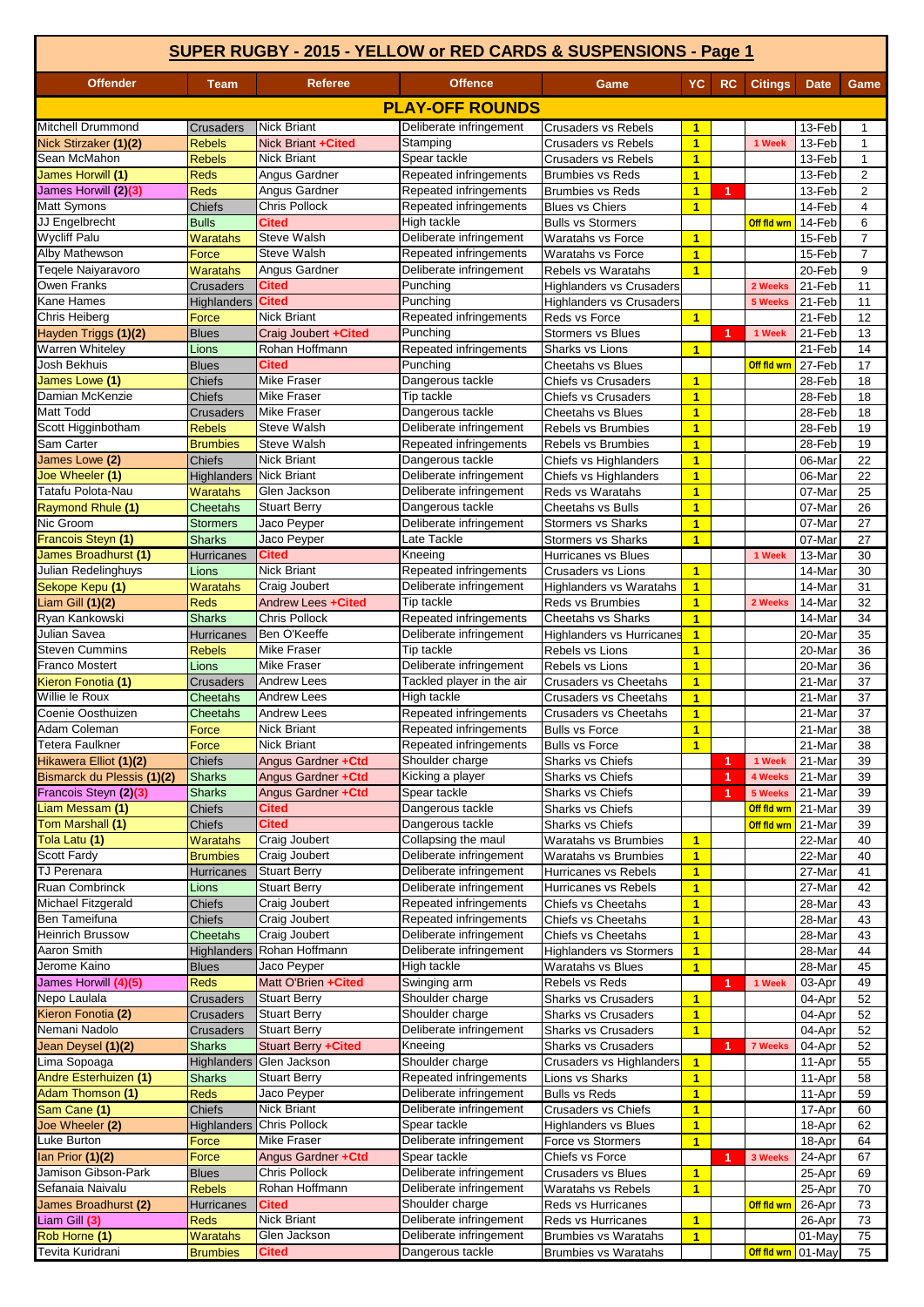## SUPER RUGBY - 2015 - YELLOW or RED CARDS & SUSPENSIONS - Page 1

| Offender | Team | Referee | Offence | Game | YC | RC | Citings | Date | Game |
|---|---|---|---|---|---|---|---|---|---|
| **PLAY-OFF ROUNDS** | | | | | | | | | |
| Mitchell Drummond | Crusaders | Nick Briant | Deliberate infringement | Crusaders vs Rebels | 1 | | | 13-Feb | 1 |
| Nick Stirzaker (1)(2) | Rebels | Nick Briant +Cited | Stamping | Crusaders vs Rebels | 1 | | 1 Week | 13-Feb | 1 |
| Sean McMahon | Rebels | Nick Briant | Spear tackle | Crusaders vs Rebels | 1 | | | 13-Feb | 1 |
| James Horwill (1) | Reds | Angus Gardner | Repeated infringements | Brumbies vs Reds | 1 | | | 13-Feb | 2 |
| James Horwill (2)(3) | Reds | Angus Gardner | Repeated infringements | Brumbies vs Reds | 1 | 1 | | 13-Feb | 2 |
| Matt Symons | Chiefs | Chris Pollock | Repeated infringements | Blues vs Chiers | 1 | | | 14-Feb | 4 |
| JJ Engelbrecht | Bulls | Cited | High tackle | Bulls vs Stormers | | | Off fld wrn | 14-Feb | 6 |
| Wycliff Palu | Waratahs | Steve Walsh | Deliberate infringement | Waratahs vs Force | 1 | | | 15-Feb | 7 |
| Alby Mathewson | Force | Steve Walsh | Repeated infringements | Waratahs vs Force | 1 | | | 15-Feb | 7 |
| Teqele Naiyaravoro | Waratahs | Angus Gardner | Deliberate infringement | Rebels vs Waratahs | 1 | | | 20-Feb | 9 |
| Owen Franks | Crusaders | Cited | Punching | Highlanders vs Crusaders | | | 2 Weeks | 21-Feb | 11 |
| Kane Hames | Highlanders | Cited | Punching | Highlanders vs Crusaders | | | 5 Weeks | 21-Feb | 11 |
| Chris Heiberg | Force | Nick Briant | Repeated infringements | Reds vs Force | 1 | | | 21-Feb | 12 |
| Hayden Triggs (1)(2) | Blues | Craig Joubert +Cited | Punching | Stormers vs Blues | | 1 | 1 Week | 21-Feb | 13 |
| Warren Whiteley | Lions | Rohan Hoffmann | Repeated infringements | Sharks vs Lions | 1 | | | 21-Feb | 14 |
| Josh Bekhuis | Blues | Cited | Punching | Cheetahs vs Blues | | | Off fld wrn | 27-Feb | 17 |
| James Lowe (1) | Chiefs | Mike Fraser | Dangerous tackle | Chiefs vs Crusaders | 1 | | | 28-Feb | 18 |
| Damian McKenzie | Chiefs | Mike Fraser | Tip tackle | Chiefs vs Crusaders | 1 | | | 28-Feb | 18 |
| Matt Todd | Crusaders | Mike Fraser | Dangerous tackle | Cheetahs vs Blues | 1 | | | 28-Feb | 18 |
| Scott Higginbotham | Rebels | Steve Walsh | Deliberate infringement | Rebels vs Brumbies | 1 | | | 28-Feb | 19 |
| Sam Carter | Brumbies | Steve Walsh | Repeated infringements | Rebels vs Brumbies | 1 | | | 28-Feb | 19 |
| James Lowe (2) | Chiefs | Nick Briant | Dangerous tackle | Chiefs vs Highlanders | 1 | | | 06-Mar | 22 |
| Joe Wheeler (1) | Highlanders | Nick Briant | Deliberate infringement | Chiefs vs Highlanders | 1 | | | 06-Mar | 22 |
| Tatafu Polota-Nau | Waratahs | Glen Jackson | Deliberate infringement | Reds vs Waratahs | 1 | | | 07-Mar | 25 |
| Raymond Rhule (1) | Cheetahs | Stuart Berry | Dangerous tackle | Cheetahs vs Bulls | 1 | | | 07-Mar | 26 |
| Nic Groom | Stormers | Jaco Peyper | Deliberate infringement | Stormers vs Sharks | 1 | | | 07-Mar | 27 |
| Francois Steyn (1) | Sharks | Jaco Peyper | Late Tackle | Stormers vs Sharks | 1 | | | 07-Mar | 27 |
| James Broadhurst (1) | Hurricanes | Cited | Kneeing | Hurricanes vs Blues | | | 1 Week | 13-Mar | 30 |
| Julian Redelinghuys | Lions | Nick Briant | Repeated infringements | Crusaders vs Lions | 1 | | | 14-Mar | 30 |
| Sekope Kepu (1) | Waratahs | Craig Joubert | Deliberate infringement | Highlanders vs Waratahs | 1 | | | 14-Mar | 31 |
| Liam Gill (1)(2) | Reds | Andrew Lees +Cited | Tip tackle | Reds vs Brumbies | 1 | | 2 Weeks | 14-Mar | 32 |
| Ryan Kankowski | Sharks | Chris Pollock | Repeated infringements | Cheetahs vs Sharks | 1 | | | 14-Mar | 34 |
| Julian Savea | Hurricanes | Ben O'Keeffe | Deliberate infringement | Highlanders vs Hurricanes | 1 | | | 20-Mar | 35 |
| Steven Cummins | Rebels | Mike Fraser | Tip tackle | Rebels vs Lions | 1 | | | 20-Mar | 36 |
| Franco Mostert | Lions | Mike Fraser | Deliberate infringement | Rebels vs Lions | 1 | | | 20-Mar | 36 |
| Kieron Fonotia (1) | Crusaders | Andrew Lees | Tackled player in the air | Crusaders vs Cheetahs | 1 | | | 21-Mar | 37 |
| Willie le Roux | Cheetahs | Andrew Lees | High tackle | Crusaders vs Cheetahs | 1 | | | 21-Mar | 37 |
| Coenie Oosthuizen | Cheetahs | Andrew Lees | Repeated infringements | Crusaders vs Cheetahs | 1 | | | 21-Mar | 37 |
| Adam Coleman | Force | Nick Briant | Repeated infringements | Bulls vs Force | 1 | | | 21-Mar | 38 |
| Tetera Faulkner | Force | Nick Briant | Repeated infringements | Bulls vs Force | 1 | | | 21-Mar | 38 |
| Hikawera Elliot (1)(2) | Chiefs | Angus Gardner +Ctd | Shoulder charge | Sharks vs Chiefs | | 1 | 1 Week | 21-Mar | 39 |
| Bismarck du Plessis (1)(2) | Sharks | Angus Gardner +Ctd | Kicking a player | Sharks vs Chiefs | | 1 | 4 Weeks | 21-Mar | 39 |
| Francois Steyn (2)(3) | Sharks | Angus Gardner +Ctd | Spear tackle | Sharks vs Chiefs | | 1 | 5 Weeks | 21-Mar | 39 |
| Liam Messam (1) | Chiefs | Cited | Dangerous tackle | Sharks vs Chiefs | | | Off fld wrn | 21-Mar | 39 |
| Tom Marshall (1) | Chiefs | Cited | Dangerous tackle | Sharks vs Chiefs | | | Off fld wrn | 21-Mar | 39 |
| Tola Latu (1) | Waratahs | Craig Joubert | Collapsing the maul | Waratahs vs Brumbies | 1 | | | 22-Mar | 40 |
| Scott Fardy | Brumbies | Craig Joubert | Deliberate infringement | Waratahs vs Brumbies | 1 | | | 22-Mar | 40 |
| TJ Perenara | Hurricanes | Stuart Berry | Deliberate infringement | Hurricanes vs Rebels | 1 | | | 27-Mar | 41 |
| Ruan Combrinck | Lions | Stuart Berry | Deliberate infringement | Hurricanes vs Rebels | 1 | | | 27-Mar | 42 |
| Michael Fitzgerald | Chiefs | Craig Joubert | Repeated infringements | Chiefs vs Cheetahs | 1 | | | 28-Mar | 43 |
| Ben Tameifuna | Chiefs | Craig Joubert | Repeated infringements | Chiefs vs Cheetahs | 1 | | | 28-Mar | 43 |
| Heinrich Brussow | Cheetahs | Craig Joubert | Deliberate infringement | Chiefs vs Cheetahs | 1 | | | 28-Mar | 43 |
| Aaron Smith | Highlanders | Rohan Hoffmann | Deliberate infringement | Highlanders vs Stormers | 1 | | | 28-Mar | 44 |
| Jerome Kaino | Blues | Jaco Peyper | High tackle | Waratahs vs Blues | 1 | | | 28-Mar | 45 |
| James Horwill (4)(5) | Reds | Matt O'Brien +Cited | Swinging arm | Rebels vs Reds | | 1 | 1 Week | 03-Apr | 49 |
| Nepo Laulala | Crusaders | Stuart Berry | Shoulder charge | Sharks vs Crusaders | 1 | | | 04-Apr | 52 |
| Kieron Fonotia (2) | Crusaders | Stuart Berry | Shoulder charge | Sharks vs Crusaders | 1 | | | 04-Apr | 52 |
| Nemani Nadolo | Crusaders | Stuart Berry | Deliberate infringement | Sharks vs Crusaders | 1 | | | 04-Apr | 52 |
| Jean Deysel (1)(2) | Sharks | Stuart Berry +Cited | Kneeing | Sharks vs Crusaders | | 1 | 7 Weeks | 04-Apr | 52 |
| Lima Sopoaga | Highlanders | Glen Jackson | Shoulder charge | Crusaders vs Highlanders | 1 | | | 11-Apr | 55 |
| Andre Esterhuizen (1) | Sharks | Stuart Berry | Repeated infringements | Lions vs Sharks | 1 | | | 11-Apr | 58 |
| Adam Thomson (1) | Reds | Jaco Peyper | Deliberate infringement | Bulls vs Reds | 1 | | | 11-Apr | 59 |
| Sam Cane (1) | Chiefs | Nick Briant | Deliberate infringement | Crusaders vs Chiefs | 1 | | | 17-Apr | 60 |
| Joe Wheeler (2) | Highlanders | Chris Pollock | Spear tackle | Highlanders vs Blues | 1 | | | 18-Apr | 62 |
| Luke Burton | Force | Mike Fraser | Deliberate infringement | Force vs Stormers | 1 | | | 18-Apr | 64 |
| Ian Prior (1)(2) | Force | Angus Gardner +Ctd | Spear tackle | Chiefs vs Force | | 1 | 3 Weeks | 24-Apr | 67 |
| Jamison Gibson-Park | Blues | Chris Pollock | Deliberate infringement | Crusaders vs Blues | 1 | | | 25-Apr | 69 |
| Sefanaia Naivalu | Rebels | Rohan Hoffmann | Deliberate infringement | Waratahs vs Rebels | 1 | | | 25-Apr | 70 |
| James Broadhurst (2) | Hurricanes | Cited | Shoulder charge | Reds vs Hurricanes | | | Off fld wrn | 26-Apr | 73 |
| Liam Gill (3) | Reds | Nick Briant | Deliberate infringement | Reds vs Hurricanes | 1 | | | 26-Apr | 73 |
| Rob Horne (1) | Waratahs | Glen Jackson | Deliberate infringement | Brumbies vs Waratahs | 1 | | | 01-May | 75 |
| Tevita Kuridrani | Brumbies | Cited | Dangerous tackle | Brumbies vs Waratahs | | | Off fld wrn | 01-May | 75 |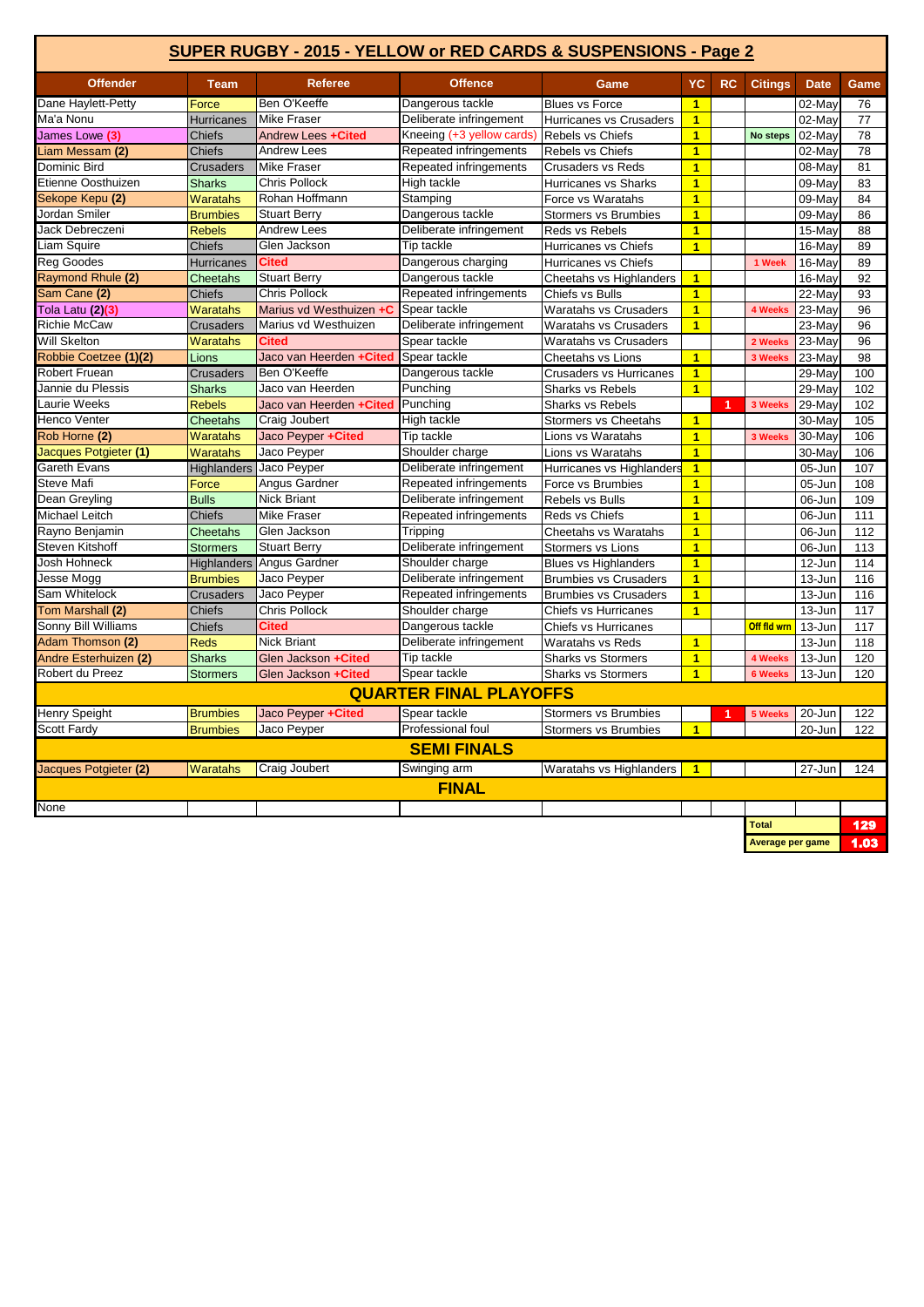# SUPER RUGBY - 2015 - YELLOW or RED CARDS & SUSPENSIONS - Page 2

| Offender | Team | Referee | Offence | Game | YC | RC | Citings | Date | Game |
|---|---|---|---|---|---|---|---|---|---|
| Dane Haylett-Petty | Force | Ben O'Keeffe | Dangerous tackle | Blues vs Force | 1 | | | 02-May | 76 |
| Ma'a Nonu | Hurricanes | Mike Fraser | Deliberate infringement | Hurricanes vs Crusaders | 1 | | | 02-May | 77 |
| James Lowe (3) | Chiefs | Andrew Lees +Cited | Kneeing (+3 yellow cards) | Rebels vs Chiefs | 1 | | No steps | 02-May | 78 |
| Liam Messam (2) | Chiefs | Andrew Lees | Repeated infringements | Rebels vs Chiefs | 1 | | | 02-May | 78 |
| Dominic Bird | Crusaders | Mike Fraser | Repeated infringements | Crusaders vs Reds | 1 | | | 08-May | 81 |
| Etienne Oosthuizen | Sharks | Chris Pollock | High tackle | Hurricanes vs Sharks | 1 | | | 09-May | 83 |
| Sekope Kepu (2) | Waratahs | Rohan Hoffmann | Stamping | Force vs Waratahs | 1 | | | 09-May | 84 |
| Jordan Smiler | Brumbies | Stuart Berry | Dangerous tackle | Stormers vs Brumbies | 1 | | | 09-May | 86 |
| Jack Debreczeni | Rebels | Andrew Lees | Deliberate infringement | Reds vs Rebels | 1 | | | 15-May | 88 |
| Liam Squire | Chiefs | Glen Jackson | Tip tackle | Hurricanes vs Chiefs | 1 | | | 16-May | 89 |
| Reg Goodes | Hurricanes | Cited | Dangerous charging | Hurricanes vs Chiefs | | | 1 Week | 16-May | 89 |
| Raymond Rhule (2) | Cheetahs | Stuart Berry | Dangerous tackle | Cheetahs vs Highlanders | 1 | | | 16-May | 92 |
| Sam Cane (2) | Chiefs | Chris Pollock | Repeated infringements | Chiefs vs Bulls | 1 | | | 22-May | 93 |
| Tola Latu (2)(3) | Waratahs | Marius vd Westhuizen +C | Spear tackle | Waratahs vs Crusaders | 1 | | 4 Weeks | 23-May | 96 |
| Richie McCaw | Crusaders | Marius vd Westhuizen | Deliberate infringement | Waratahs vs Crusaders | 1 | | | 23-May | 96 |
| Will Skelton | Waratahs | Cited | Spear tackle | Waratahs vs Crusaders | | | 2 Weeks | 23-May | 96 |
| Robbie Coetzee (1)(2) | Lions | Jaco van Heerden +Cited | Spear tackle | Cheetahs vs Lions | 1 | | 3 Weeks | 23-May | 98 |
| Robert Fruean | Crusaders | Ben O'Keeffe | Dangerous tackle | Crusaders vs Hurricanes | 1 | | | 29-May | 100 |
| Jannie du Plessis | Sharks | Jaco van Heerden | Punching | Sharks vs Rebels | 1 | | | 29-May | 102 |
| Laurie Weeks | Rebels | Jaco van Heerden +Cited | Punching | Sharks vs Rebels | | 1 | 3 Weeks | 29-May | 102 |
| Henco Venter | Cheetahs | Craig Joubert | High tackle | Stormers vs Cheetahs | 1 | | | 30-May | 105 |
| Rob Horne (2) | Waratahs | Jaco Peyper +Cited | Tip tackle | Lions vs Waratahs | 1 | | 3 Weeks | 30-May | 106 |
| Jacques Potgieter (1) | Waratahs | Jaco Peyper | Shoulder charge | Lions vs Waratahs | 1 | | | 30-May | 106 |
| Gareth Evans | Highlanders | Jaco Peyper | Deliberate infringement | Hurricanes vs Highlanders | 1 | | | 05-Jun | 107 |
| Steve Mafi | Force | Angus Gardner | Repeated infringements | Force vs Brumbies | 1 | | | 05-Jun | 108 |
| Dean Greyling | Bulls | Nick Briant | Deliberate infringement | Rebels vs Bulls | 1 | | | 06-Jun | 109 |
| Michael Leitch | Chiefs | Mike Fraser | Repeated infringements | Reds vs Chiefs | 1 | | | 06-Jun | 111 |
| Rayno Benjamin | Cheetahs | Glen Jackson | Tripping | Cheetahs vs Waratahs | 1 | | | 06-Jun | 112 |
| Steven Kitshoff | Stormers | Stuart Berry | Deliberate infringement | Stormers vs Lions | 1 | | | 06-Jun | 113 |
| Josh Hohneck | Highlanders | Angus Gardner | Shoulder charge | Blues vs Highlanders | 1 | | | 12-Jun | 114 |
| Jesse Mogg | Brumbies | Jaco Peyper | Deliberate infringement | Brumbies vs Crusaders | 1 | | | 13-Jun | 116 |
| Sam Whitelock | Crusaders | Jaco Peyper | Repeated infringements | Brumbies vs Crusaders | 1 | | | 13-Jun | 116 |
| Tom Marshall (2) | Chiefs | Chris Pollock | Shoulder charge | Chiefs vs Hurricanes | 1 | | | 13-Jun | 117 |
| Sonny Bill Williams | Chiefs | Cited | Dangerous tackle | Chiefs vs Hurricanes | | | Off fld wrn | 13-Jun | 117 |
| Adam Thomson (2) | Reds | Nick Briant | Deliberate infringement | Waratahs vs Reds | 1 | | | 13-Jun | 118 |
| Andre Esterhuizen (2) | Sharks | Glen Jackson +Cited | Tip tackle | Sharks vs Stormers | 1 | | 4 Weeks | 13-Jun | 120 |
| Robert du Preez | Stormers | Glen Jackson +Cited | Spear tackle | Sharks vs Stormers | 1 | | 6 Weeks | 13-Jun | 120 |
| **QUARTER FINAL PLAYOFFS** | | | | | | | | | |
| Henry Speight | Brumbies | Jaco Peyper +Cited | Spear tackle | Stormers vs Brumbies | | 1 | 5 Weeks | 20-Jun | 122 |
| Scott Fardy | Brumbies | Jaco Peyper | Professional foul | Stormers vs Brumbies | 1 | | | 20-Jun | 122 |
| **SEMI FINALS** | | | | | | | | | |
| Jacques Potgieter (2) | Waratahs | Craig Joubert | Swinging arm | Waratahs vs Highlanders | 1 | | | 27-Jun | 124 |
| **FINAL** | | | | | | | | | |
| None | | | | | | | | | |
| | | | | | | | Total | | 129 |
| | | | | | | | Average per game | | 1.03 |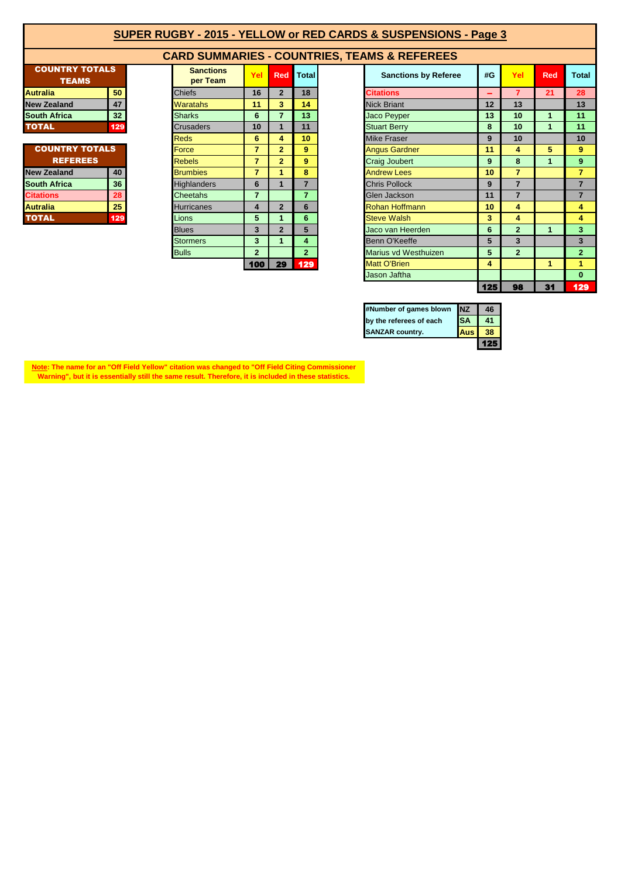## SUPER RUGBY - 2015 - YELLOW or RED CARDS & SUSPENSIONS - Page 3

### CARD SUMMARIES - COUNTRIES, TEAMS & REFEREES

| COUNTRY TOTALS TEAMS | |
|---|---|
| Autralia | 50 |
| New Zealand | 47 |
| South Africa | 32 |
| TOTAL | 129 |

| COUNTRY TOTALS REFEREES | |
|---|---|
| New Zealand | 40 |
| South Africa | 36 |
| Citations | 28 |
| Autralia | 25 |
| TOTAL | 129 |

| Sanctions per Team | Yel | Red | Total |
|---|---|---|---|
| Chiefs | 16 | 2 | 18 |
| Waratahs | 11 | 3 | 14 |
| Sharks | 6 | 7 | 13 |
| Crusaders | 10 | 1 | 11 |
| Reds | 6 | 4 | 10 |
| Force | 7 | 2 | 9 |
| Rebels | 7 | 2 | 9 |
| Brumbies | 7 | 1 | 8 |
| Highlanders | 6 | 1 | 7 |
| Cheetahs | 7 | | 7 |
| Hurricanes | 4 | 2 | 6 |
| Lions | 5 | 1 | 6 |
| Blues | 3 | 2 | 5 |
| Stormers | 3 | 1 | 4 |
| Bulls | 2 | | 2 |
| | 100 | 29 | 129 |

| Sanctions by Referee | #G | Yel | Red | Total |
|---|---|---|---|---|
| Citations | – | 7 | 21 | 28 |
| Nick Briant | 12 | 13 | | 13 |
| Jaco Peyper | 13 | 10 | 1 | 11 |
| Stuart Berry | 8 | 10 | 1 | 11 |
| Mike Fraser | 9 | 10 | | 10 |
| Angus Gardner | 11 | 4 | 5 | 9 |
| Craig Joubert | 9 | 8 | 1 | 9 |
| Andrew Lees | 10 | 7 | | 7 |
| Chris Pollock | 9 | 7 | | 7 |
| Glen Jackson | 11 | 7 | | 7 |
| Rohan Hoffmann | 10 | 4 | | 4 |
| Steve Walsh | 3 | 4 | | 4 |
| Jaco van Heerden | 6 | 2 | 1 | 3 |
| Benn O'Keeffe | 5 | 3 | | 3 |
| Marius vd Westhuizen | 5 | 2 | | 2 |
| Matt O'Brien | 4 | | 1 | 1 |
| Jason Jaftha | | | | 0 |
| | 125 | 98 | 31 | 129 |

| #Number of games blown by the referees of each SANZAR country. | | |
|---|---|---|
| | NZ | 46 |
| | SA | 41 |
| | Aus | 38 |
| | | 125 |

**Note**: The name for an "Off Field Yellow" citation was changed to "Off Field Citing Commissioner Warning", but it is essentially still the same result. Therefore, it is included in these statistics.